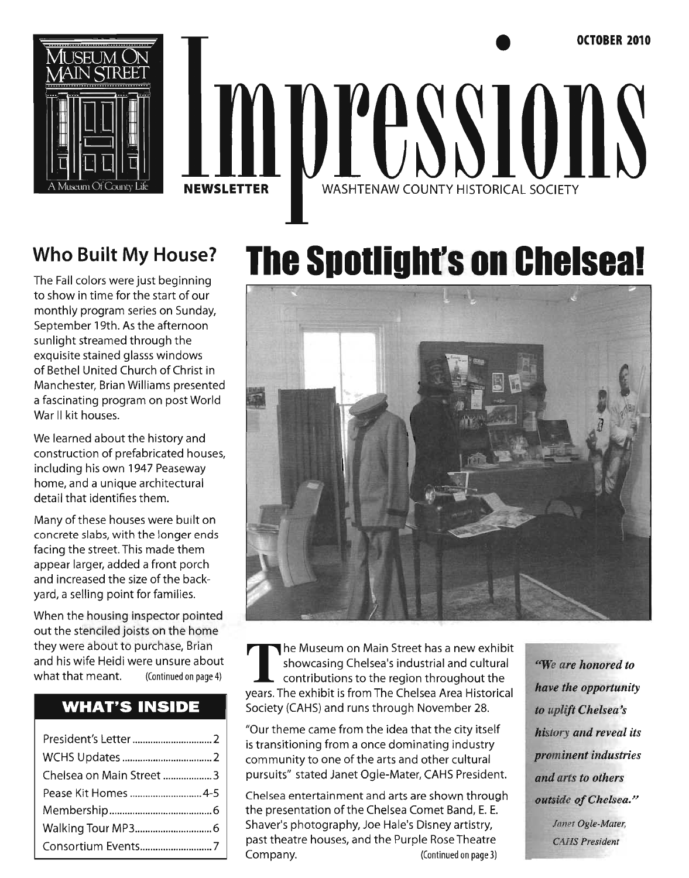OCTOBER 2010

# Impressions

NEWSLETTER — WASHTENAW COUNTY HISTORICAL SOCIETY

Museum On Main Street — A Museum Of County Life

## Who Built My House?

The Fall colors were just beginning to show in time for the start of our monthly program series on Sunday, September 19th. As the afternoon sunlight streamed through the exquisite stained glasss windows of Bethel United Church of Christ in Manchester, Brian Williams presented a fascinating program on post World War II kit houses.

We learned about the history and construction of prefabricated houses, including his own 1947 Peaseway home, and a unique architectural detail that identifies them.

Many of these houses were built on concrete slabs, with the longer ends facing the street. This made them appear larger, added a front porch and increased the size of the back-yard, a selling point for families.

When the housing inspector pointed out the stenciled joists on the home they were about to purchase, Brian and his wife Heidi were unsure about what that meant. (Continued on page 4)

### WHAT'S INSIDE

| | |
|---|---|
| President's Letter | 2 |
| WCHS Updates | 2 |
| Chelsea on Main Street | 3 |
| Pease Kit Homes | 4-5 |
| Membership | 6 |
| Walking Tour MP3 | 6 |
| Consortium Events | 7 |

# The Spotlight's on Chelsea!

The Museum on Main Street has a new exhibit showcasing Chelsea's industrial and cultural contributions to the region throughout the years. The exhibit is from The Chelsea Area Historical Society (CAHS) and runs through November 28.

"Our theme came from the idea that the city itself is transitioning from a once dominating industry community to one of the arts and other cultural pursuits" stated Janet Ogle-Mater, CAHS President.

Chelsea entertainment and arts are shown through the presentation of the Chelsea Comet Band, E. E. Shaver's photography, Joe Hale's Disney artistry, past theatre houses, and the Purple Rose Theatre Company. (Continued on page 3)

> *"We are honored to have the opportunity to uplift Chelsea's history and reveal its prominent industries and arts to others outside of Chelsea."*
>
> *Janet Ogle-Mater, CAHS President*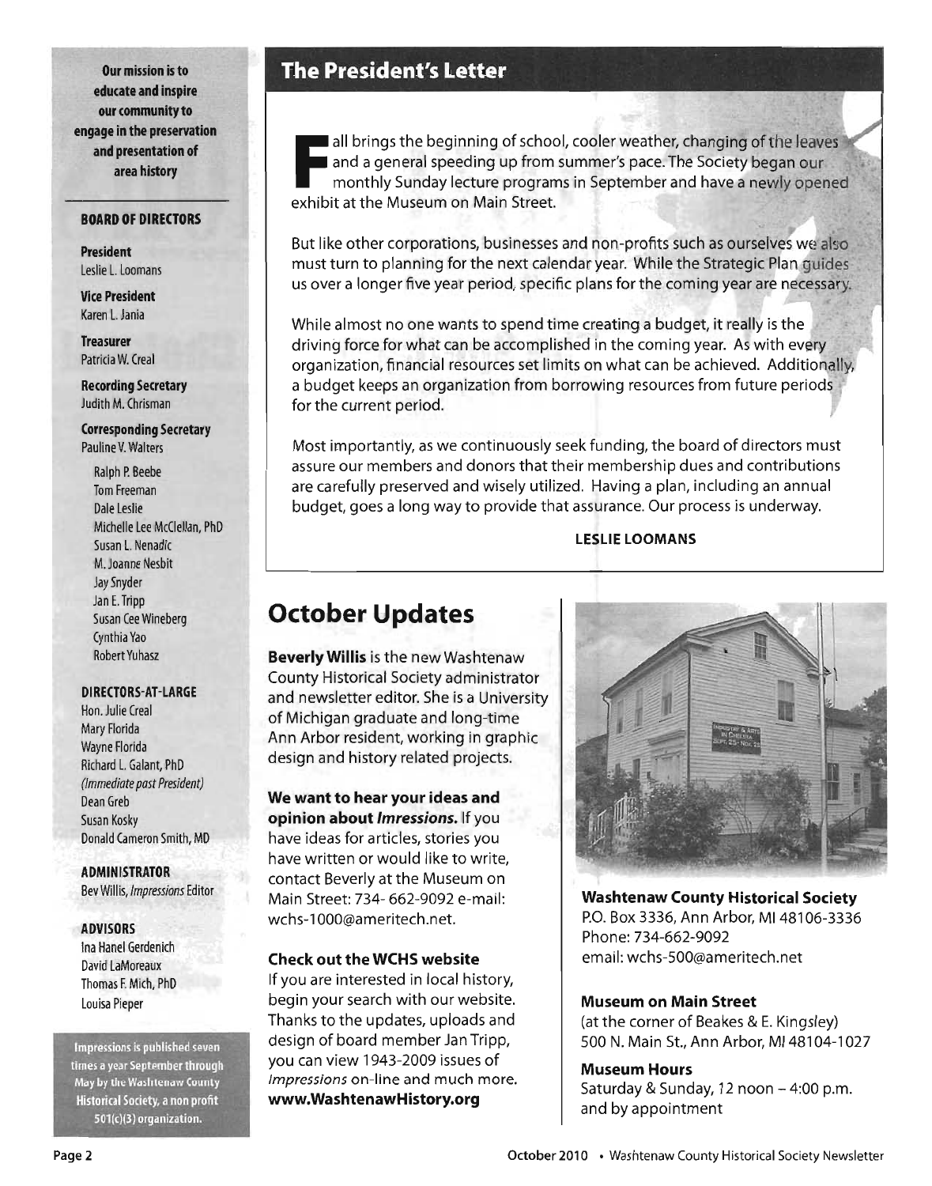Our mission is to educate and inspire our community to engage in the preservation and presentation of area history

**BOARD OF DIRECTORS**

**President**
Leslie L. Loomans

**Vice President**
Karen L. Jania

**Treasurer**
Patricia W. Creal

**Recording Secretary**
Judith M. Chrisman

**Corresponding Secretary**
Pauline V. Walters

Ralph P. Beebe
Tom Freeman
Dale Leslie
Michelle Lee McClellan, PhD
Susan L. Nenadic
M. Joanne Nesbit
Jay Snyder
Jan E. Tripp
Susan Cee Wineberg
Cynthia Yao
Robert Yuhasz

**DIRECTORS-AT-LARGE**

Hon. Julie Creal
Mary Florida
Wayne Florida
Richard L. Galant, PhD
*(Immediate past President)*
Dean Greb
Susan Kosky
Donald Cameron Smith, MD

**ADMINISTRATOR**

Bev Willis, *Impressions* Editor

**ADVISORS**

Ina Hanel Gerdenich
David LaMoreaux
Thomas F. Mich, PhD
Louisa Pieper

Impressions is published seven times a year September through May by the Washtenaw County Historical Society, a non profit 501(c)(3) organization.

## The President's Letter

Fall brings the beginning of school, cooler weather, changing of the leaves and a general speeding up from summer's pace. The Society began our monthly Sunday lecture programs in September and have a newly opened exhibit at the Museum on Main Street.

But like other corporations, businesses and non-profits such as ourselves we also must turn to planning for the next calendar year. While the Strategic Plan guides us over a longer five year period, specific plans for the coming year are necessary.

While almost no one wants to spend time creating a budget, it really is the driving force for what can be accomplished in the coming year. As with every organization, financial resources set limits on what can be achieved. Additionally, a budget keeps an organization from borrowing resources from future periods for the current period.

Most importantly, as we continuously seek funding, the board of directors must assure our members and donors that their membership dues and contributions are carefully preserved and wisely utilized. Having a plan, including an annual budget, goes a long way to provide that assurance. Our process is underway.

**LESLIE LOOMANS**

# October Updates

**Beverly Willis** is the new Washtenaw County Historical Society administrator and newsletter editor. She is a University of Michigan graduate and long-time Ann Arbor resident, working in graphic design and history related projects.

**We want to hear your ideas and opinion about *Imressions*.** If you have ideas for articles, stories you have written or would like to write, contact Beverly at the Museum on Main Street: 734- 662-9092 e-mail: wchs-1000@ameritech.net.

**Check out the WCHS website**

If you are interested in local history, begin your search with our website. Thanks to the updates, uploads and design of board member Jan Tripp, you can view 1943-2009 issues of *Impressions* on-line and much more.
**www.WashtenawHistory.org**

**Washtenaw County Historical Society**
P.O. Box 3336, Ann Arbor, MI 48106-3336
Phone: 734-662-9092
email: wchs-500@ameritech.net

**Museum on Main Street**
(at the corner of Beakes & E. Kingsley)
500 N. Main St., Ann Arbor, MI 48104-1027

**Museum Hours**
Saturday & Sunday, 12 noon – 4:00 p.m.
and by appointment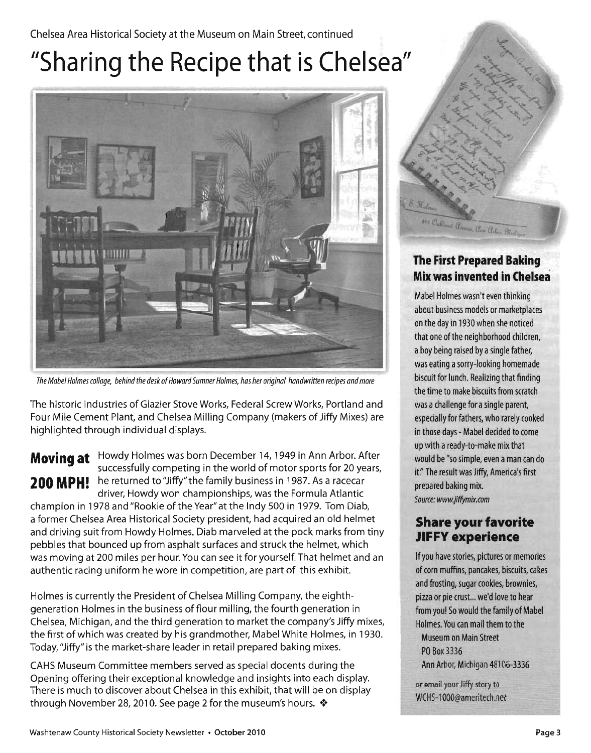Chelsea Area Historical Society at the Museum on Main Street, continued

# "Sharing the Recipe that is Chelsea"

*The Mabel Holmes collage, behind the desk of Howard Sumner Holmes, has her original handwritten recipes and more*

The historic industries of Glazier Stove Works, Federal Screw Works, Portland and Four Mile Cement Plant, and Chelsea Milling Company (makers of Jiffy Mixes) are highlighted through individual displays.

## Moving at 200 MPH!

Howdy Holmes was born December 14, 1949 in Ann Arbor. After successfully competing in the world of motor sports for 20 years, he returned to "Jiffy" the family business in 1987. As a racecar driver, Howdy won championships, was the Formula Atlantic champion in 1978 and "Rookie of the Year" at the Indy 500 in 1979. Tom Diab, a former Chelsea Area Historical Society president, had acquired an old helmet and driving suit from Howdy Holmes. Diab marveled at the pock marks from tiny pebbles that bounced up from asphalt surfaces and struck the helmet, which was moving at 200 miles per hour. You can see it for yourself. That helmet and an authentic racing uniform he wore in competition, are part of this exhibit.

Holmes is currently the President of Chelsea Milling Company, the eighth-generation Holmes in the business of flour milling, the fourth generation in Chelsea, Michigan, and the third generation to market the company's Jiffy mixes, the first of which was created by his grandmother, Mabel White Holmes, in 1930. Today, "Jiffy" is the market-share leader in retail prepared baking mixes.

CAHS Museum Committee members served as special docents during the Opening offering their exceptional knowledge and insights into each display. There is much to discover about Chelsea in this exhibit, that will be on display through November 28, 2010. See page 2 for the museum's hours. ❖

## The First Prepared Baking Mix was invented in Chelsea

Mabel Holmes wasn't even thinking about business models or marketplaces on the day in 1930 when she noticed that one of the neighborhood children, a boy being raised by a single father, was eating a sorry-looking homemade biscuit for lunch. Realizing that finding the time to make biscuits from scratch was a challenge for a single parent, especially for fathers, who rarely cooked in those days - Mabel decided to come up with a ready-to-make mix that would be "so simple, even a man can do it." The result was Jiffy, America's first prepared baking mix.

*Source: www.jiffymix.com*

## Share your favorite JIFFY experience

If you have stories, pictures or memories of corn muffins, pancakes, biscuits, cakes and frosting, sugar cookies, brownies, pizza or pie crust... we'd love to hear from you! So would the family of Mabel Holmes. You can mail them to the

Museum on Main Street  
PO Box 3336  
Ann Arbor, Michigan 48106-3336

or email your Jiffy story to  
WCHS-1000@ameritech.net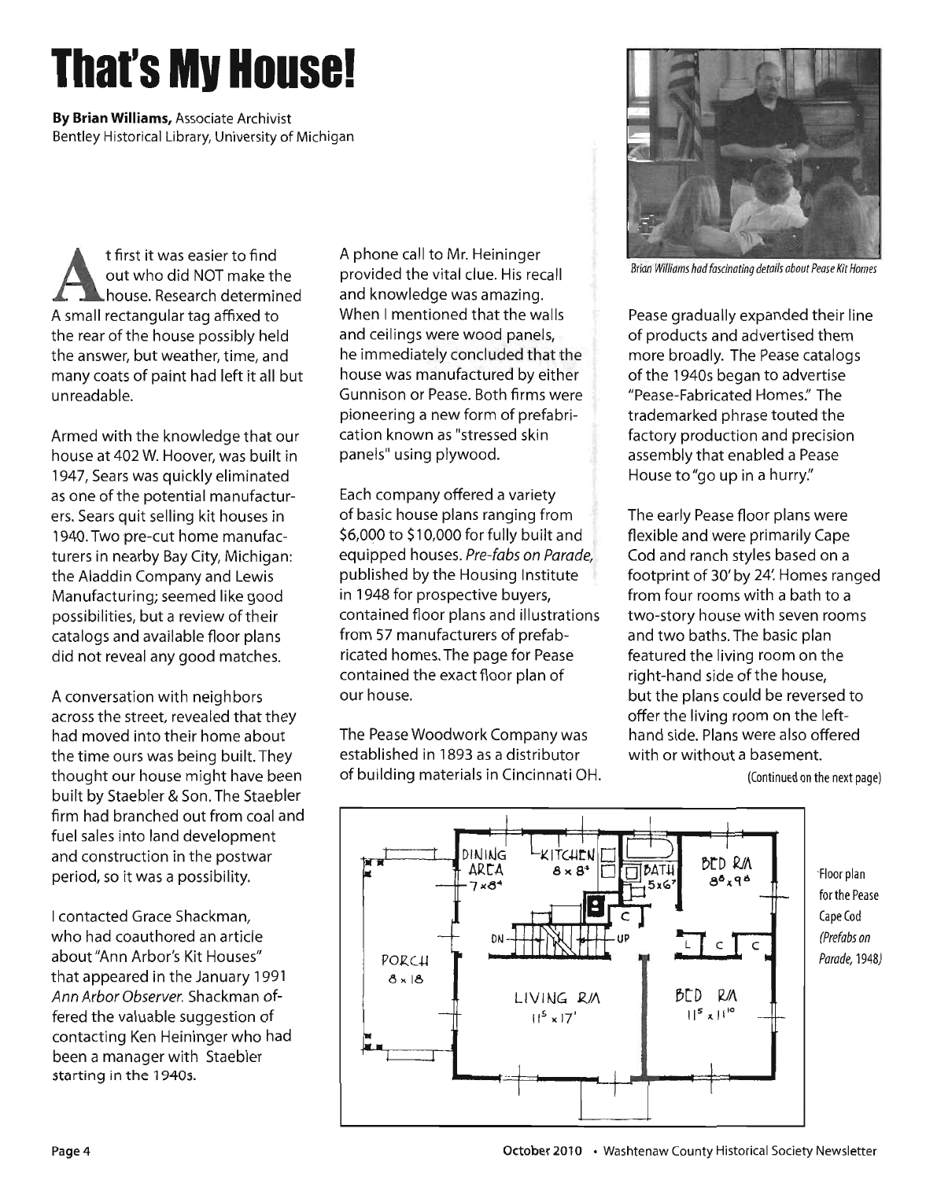# That's My House!

**By Brian Williams,** Associate Archivist
Bentley Historical Library, University of Michigan

At first it was easier to find out who did NOT make the house. Research determined A small rectangular tag affixed to the rear of the house possibly held the answer, but weather, time, and many coats of paint had left it all but unreadable.

Armed with the knowledge that our house at 402 W. Hoover, was built in 1947, Sears was quickly eliminated as one of the potential manufacturers. Sears quit selling kit houses in 1940. Two pre-cut home manufacturers in nearby Bay City, Michigan: the Aladdin Company and Lewis Manufacturing; seemed like good possibilities, but a review of their catalogs and available floor plans did not reveal any good matches.

A conversation with neighbors across the street, revealed that they had moved into their home about the time ours was being built. They thought our house might have been built by Staebler & Son. The Staebler firm had branched out from coal and fuel sales into land development and construction in the postwar period, so it was a possibility.

I contacted Grace Shackman, who had coauthored an article about "Ann Arbor's Kit Houses" that appeared in the January 1991 *Ann Arbor Observer*. Shackman offered the valuable suggestion of contacting Ken Heininger who had been a manager with Staebler starting in the 1940s.

A phone call to Mr. Heininger provided the vital clue. His recall and knowledge was amazing. When I mentioned that the walls and ceilings were wood panels, he immediately concluded that the house was manufactured by either Gunnison or Pease. Both firms were pioneering a new form of prefabrication known as "stressed skin panels" using plywood.

Each company offered a variety of basic house plans ranging from $6,000 to $10,000 for fully built and equipped houses. *Pre-fabs on Parade*, published by the Housing Institute in 1948 for prospective buyers, contained floor plans and illustrations from 57 manufacturers of prefabricated homes. The page for Pease contained the exact floor plan of our house.

The Pease Woodwork Company was established in 1893 as a distributor of building materials in Cincinnati OH.

*Brian Williams had fascinating details about Pease Kit Homes*

Pease gradually expanded their line of products and advertised them more broadly. The Pease catalogs of the 1940s began to advertise "Pease-Fabricated Homes." The trademarked phrase touted the factory production and precision assembly that enabled a Pease House to "go up in a hurry."

The early Pease floor plans were flexible and were primarily Cape Cod and ranch styles based on a footprint of 30' by 24'. Homes ranged from four rooms with a bath to a two-story house with seven rooms and two baths. The basic plan featured the living room on the right-hand side of the house, but the plans could be reversed to offer the living room on the left-hand side. Plans were also offered with or without a basement.

(Continued on the next page)

Floor plan for the Pease Cape Cod (*Prefabs on Parade*, 1948)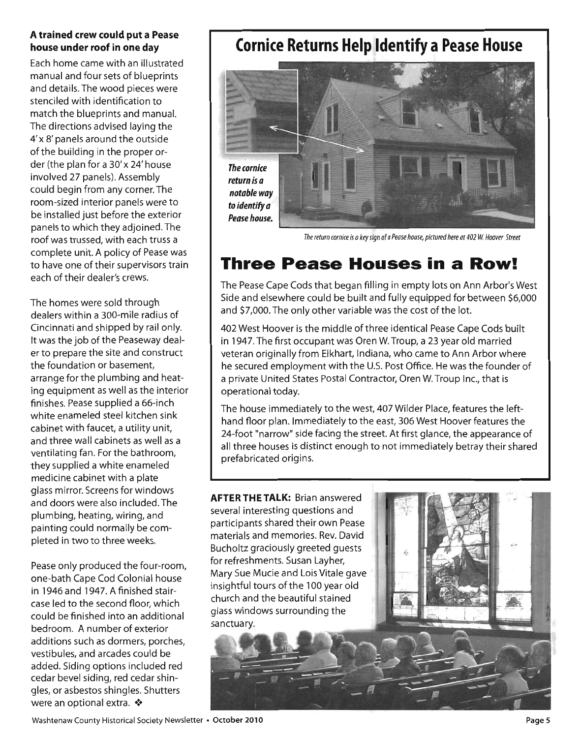### A trained crew could put a Pease house under roof in one day

Each home came with an illustrated manual and four sets of blueprints and details. The wood pieces were stenciled with identification to match the blueprints and manual. The directions advised laying the 4' x 8' panels around the outside of the building in the proper order (the plan for a 30' x 24' house involved 27 panels). Assembly could begin from any corner. The room-sized interior panels were to be installed just before the exterior panels to which they adjoined. The roof was trussed, with each truss a complete unit. A policy of Pease was to have one of their supervisors train each of their dealer's crews.

The homes were sold through dealers within a 300-mile radius of Cincinnati and shipped by rail only. It was the job of the Peaseway dealer to prepare the site and construct the foundation or basement, arrange for the plumbing and heating equipment as well as the interior finishes. Pease supplied a 66-inch white enameled steel kitchen sink cabinet with faucet, a utility unit, and three wall cabinets as well as a ventilating fan. For the bathroom, they supplied a white enameled medicine cabinet with a plate glass mirror. Screens for windows and doors were also included. The plumbing, heating, wiring, and painting could normally be completed in two to three weeks.

Pease only produced the four-room, one-bath Cape Cod Colonial house in 1946 and 1947. A finished staircase led to the second floor, which could be finished into an additional bedroom. A number of exterior additions such as dormers, porches, vestibules, and arcades could be added. Siding options included red cedar bevel siding, red cedar shingles, or asbestos shingles. Shutters were an optional extra. ❖

## Cornice Returns Help Identify a Pease House

***The cornice return is a notable way to identify a Pease house.***

*The return cornice is a key sign of a Pease house, pictured here at 402 W. Hoover Street*

## Three Pease Houses in a Row!

The Pease Cape Cods that began filling in empty lots on Ann Arbor's West Side and elsewhere could be built and fully equipped for between $6,000 and $7,000. The only other variable was the cost of the lot.

402 West Hoover is the middle of three identical Pease Cape Cods built in 1947. The first occupant was Oren W. Troup, a 23 year old married veteran originally from Elkhart, Indiana, who came to Ann Arbor where he secured employment with the U.S. Post Office. He was the founder of a private United States Postal Contractor, Oren W. Troup Inc., that is operational today.

The house immediately to the west, 407 Wilder Place, features the left-hand floor plan. Immediately to the east, 306 West Hoover features the 24-foot "narrow" side facing the street. At first glance, the appearance of all three houses is distinct enough to not immediately betray their shared prefabricated origins.

**AFTER THE TALK:** Brian answered several interesting questions and participants shared their own Pease materials and memories. Rev. David Bucholtz graciously greeted guests for refreshments. Susan Layher, Mary Sue Mucie and Lois Vitale gave insightful tours of the 100 year old church and the beautiful stained glass windows surrounding the sanctuary.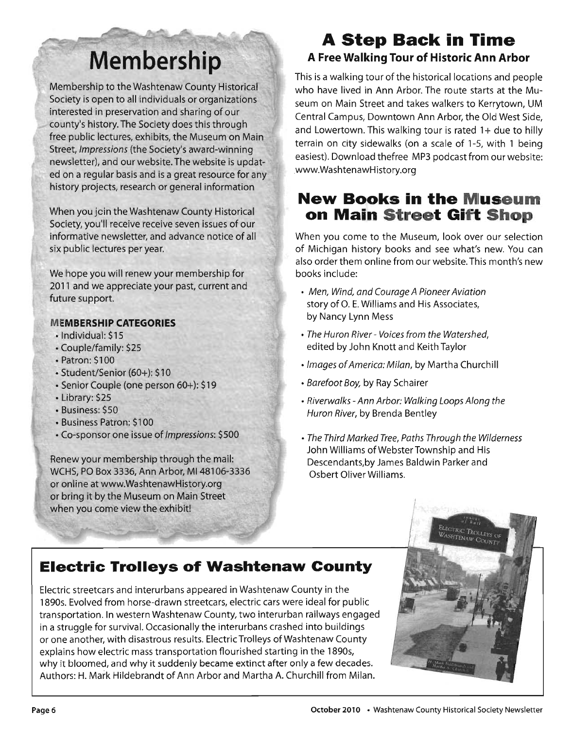# Membership

Membership to the Washtenaw County Historical Society is open to all individuals or organizations interested in preservation and sharing of our county's history. The Society does this through free public lectures, exhibits, the Museum on Main Street, *Impressions* (the Society's award-winning newsletter), and our website. The website is updated on a regular basis and is a great resource for any history projects, research or general information

When you join the Washtenaw County Historical Society, you'll receive receive seven issues of our informative newsletter, and advance notice of all six public lectures per year.

We hope you will renew your membership for 2011 and we appreciate your past, current and future support.

**MEMBERSHIP CATEGORIES**

- Individual: $15
- Couple/family: $25
- Patron: $100
- Student/Senior (60+): $10
- Senior Couple (one person 60+): $19
- Library: $25
- Business: $50
- Business Patron: $100
- Co-sponsor one issue of *Impressions*: $500

Renew your membership through the mail: WCHS, PO Box 3336, Ann Arbor, MI 48106-3336 or online at www.WashtenawHistory.org or bring it by the Museum on Main Street when you come view the exhibit!

# A Step Back in Time

### A Free Walking Tour of Historic Ann Arbor

This is a walking tour of the historical locations and people who have lived in Ann Arbor. The route starts at the Museum on Main Street and takes walkers to Kerrytown, UM Central Campus, Downtown Ann Arbor, the Old West Side, and Lowertown. This walking tour is rated 1+ due to hilly terrain on city sidewalks (on a scale of 1-5, with 1 being easiest). Download thefree MP3 podcast from our website: www.WashtenawHistory.org

# New Books in the Museum on Main Street Gift Shop

When you come to the Museum, look over our selection of Michigan history books and see what's new. You can also order them online from our website. This month's new books include:

- *Men, Wind, and Courage A Pioneer Aviation* story of O. E. Williams and His Associates, by Nancy Lynn Mess
- *The Huron River - Voices from the Watershed*, edited by John Knott and Keith Taylor
- *Images of America: Milan*, by Martha Churchill
- *Barefoot Boy*, by Ray Schairer
- *Riverwalks - Ann Arbor: Walking Loops Along the Huron River*, by Brenda Bentley
- *The Third Marked Tree, Paths Through the Wilderness* John Williams of Webster Township and His Descendants,by James Baldwin Parker and Osbert Oliver Williams.

# Electric Trolleys of Washtenaw County

Electric streetcars and interurbans appeared in Washtenaw County in the 1890s. Evolved from horse-drawn streetcars, electric cars were ideal for public transportation. In western Washtenaw County, two interurban railways engaged in a struggle for survival. Occasionally the interurbans crashed into buildings or one another, with disastrous results. Electric Trolleys of Washtenaw County explains how electric mass transportation flourished starting in the 1890s, why it bloomed, and why it suddenly became extinct after only a few decades. Authors: H. Mark Hildebrandt of Ann Arbor and Martha A. Churchill from Milan.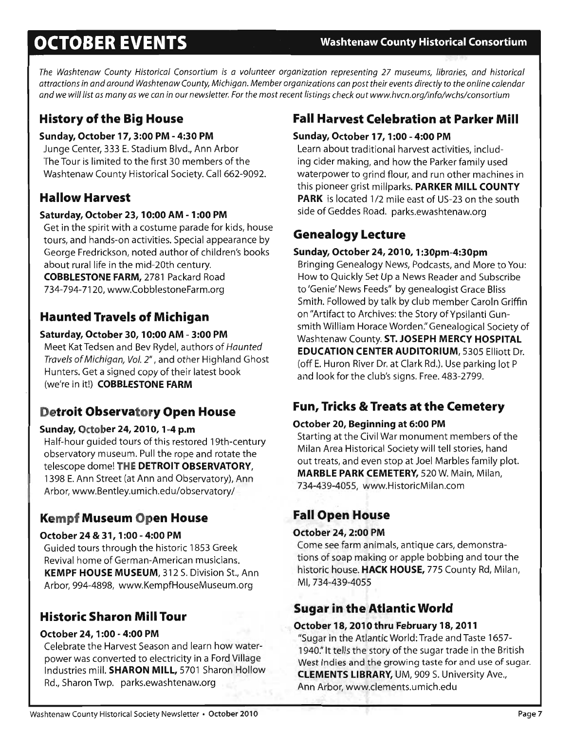# OCTOBER EVENTS

**Washtenaw County Historical Consortium**

*The Washtenaw County Historical Consortium is a volunteer organization representing 27 museums, libraries, and historical attractions in and around Washtenaw County, Michigan. Member organizations can post their events directly to the online calendar and we will list as many as we can in our newsletter. For the most recent listings check out www.hvcn.org/info/wchs/consortium*

## History of the Big House

**Sunday, October 17, 3:00 PM - 4:30 PM**

Junge Center, 333 E. Stadium Blvd., Ann Arbor
The Tour is limited to the first 30 members of the Washtenaw County Historical Society. Call 662-9092.

## Hallow Harvest

**Saturday, October 23, 10:00 AM - 1:00 PM**

Get in the spirit with a costume parade for kids, house tours, and hands-on activities. Special appearance by George Fredrickson, noted author of children's books about rural life in the mid-20th century.
**COBBLESTONE FARM,** 2781 Packard Road
734-794-7120, www.CobblestoneFarm.org

## Haunted Travels of Michigan

**Saturday, October 30, 10:00 AM - 3:00 PM**

Meet Kat Tedsen and Bev Rydel, authors of *Haunted Travels of Michigan, Vol. 2*", and other Highland Ghost Hunters. Get a signed copy of their latest book (we're in it!) **COBBLESTONE FARM**

## Detroit Observatory Open House

**Sunday, October 24, 2010, 1-4 p.m**

Half-hour guided tours of this restored 19th-century observatory museum. Pull the rope and rotate the telescope dome! **THE DETROIT OBSERVATORY,** 1398 E. Ann Street (at Ann and Observatory), Ann Arbor, www.Bentley.umich.edu/observatory/

## Kempf Museum Open House

**October 24 & 31, 1:00 - 4:00 PM**

Guided tours through the historic 1853 Greek Revival home of German-American musicians. **KEMPF HOUSE MUSEUM,** 312 S. Division St., Ann Arbor, 994-4898, www.KempfHouseMuseum.org

## Historic Sharon Mill Tour

**October 24, 1:00 - 4:00 PM**

Celebrate the Harvest Season and learn how water-power was converted to electricity in a Ford Village Industries mill. **SHARON MILL,** 5701 Sharon Hollow Rd., Sharon Twp. parks.ewashtenaw.org

## Fall Harvest Celebration at Parker Mill

**Sunday, October 17, 1:00 - 4:00 PM**

Learn about traditional harvest activities, including cider making, and how the Parker family used waterpower to grind flour, and run other machines in this pioneer grist millparks. **PARKER MILL COUNTY PARK** is located 1/2 mile east of US-23 on the south side of Geddes Road. parks.ewashtenaw.org

## Genealogy Lecture

**Sunday, October 24, 2010, 1:30pm-4:30pm**

Bringing Genealogy News, Podcasts, and More to You: How to Quickly Set Up a News Reader and Subscribe to 'Genie' News Feeds" by genealogist Grace Bliss Smith. Followed by talk by club member Caroln Griffin on "Artifact to Archives: the Story of Ypsilanti Gunsmith William Horace Worden." Genealogical Society of Washtenaw County. **ST. JOSEPH MERCY HOSPITAL EDUCATION CENTER AUDITORIUM,** 5305 Elliott Dr. (off E. Huron River Dr. at Clark Rd.). Use parking lot P and look for the club's signs. Free. 483-2799.

## Fun, Tricks & Treats at the Cemetery

**October 20, Beginning at 6:00 PM**

Starting at the Civil War monument members of the Milan Area Historical Society will tell stories, hand out treats, and even stop at Joel Marbles family plot. **MARBLE PARK CEMETERY,** 520 W. Main, Milan, 734-439-4055, www.HistoricMilan.com

## Fall Open House

**October 24, 2:00 PM**

Come see farm animals, antique cars, demonstrations of soap making or apple bobbing and tour the historic house. **HACK HOUSE,** 775 County Rd, Milan, MI, 734-439-4055

## Sugar in the Atlantic World

**October 18, 2010 thru February 18, 2011**

"Sugar in the Atlantic World: Trade and Taste 1657-1940." It tells the story of the sugar trade in the British West Indies and the growing taste for and use of sugar. **CLEMENTS LIBRARY,** UM, 909 S. University Ave., Ann Arbor, www.clements.umich.edu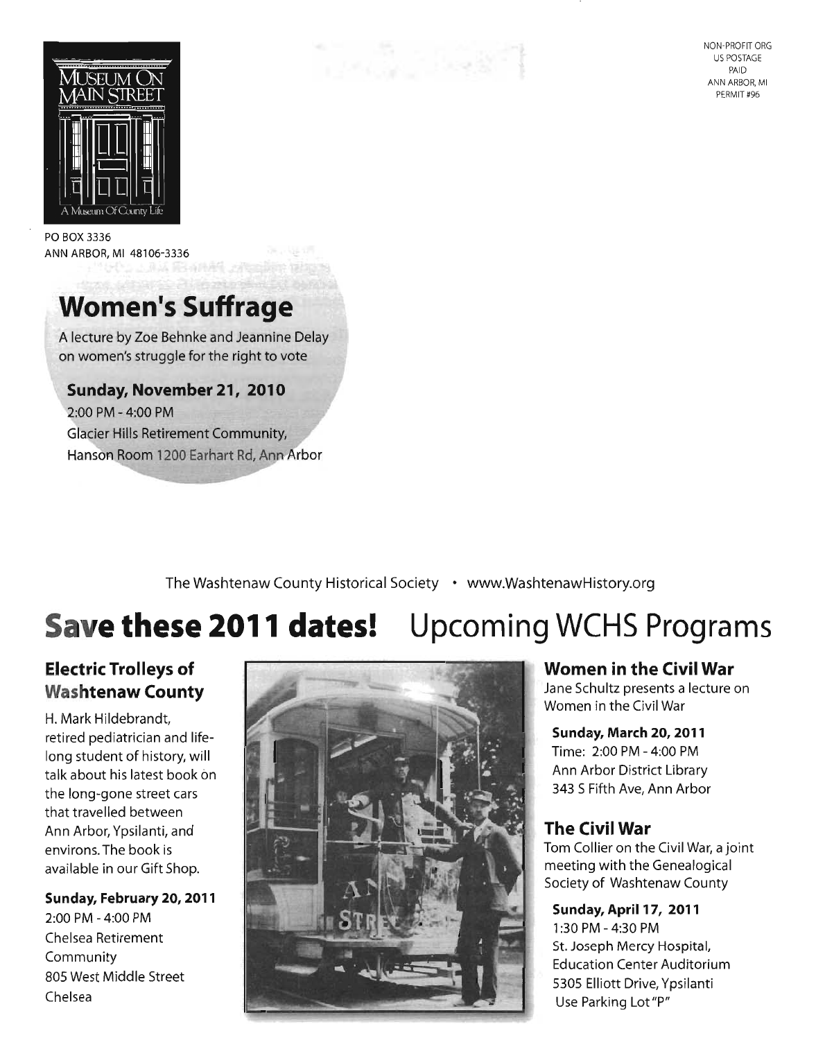MUSEUM ON MAIN STREET

A Museum Of County Life

PO BOX 3336
ANN ARBOR, MI 48106-3336

NON-PROFIT ORG
US POSTAGE
PAID
ANN ARBOR, MI
PERMIT #96

## Women's Suffrage

A lecture by Zoe Behnke and Jeannine Delay on women's struggle for the right to vote

**Sunday, November 21, 2010**
2:00 PM - 4:00 PM
Glacier Hills Retirement Community,
Hanson Room 1200 Earhart Rd, Ann Arbor

The Washtenaw County Historical Society • www.WashtenawHistory.org

# Save these 2011 dates! Upcoming WCHS Programs

### Electric Trolleys of Washtenaw County

H. Mark Hildebrandt, retired pediatrician and life-long student of history, will talk about his latest book on the long-gone street cars that travelled between Ann Arbor, Ypsilanti, and environs. The book is available in our Gift Shop.

**Sunday, February 20, 2011**
2:00 PM - 4:00 PM
Chelsea Retirement Community
805 West Middle Street
Chelsea

### Women in the Civil War

Jane Schultz presents a lecture on Women in the Civil War

**Sunday, March 20, 2011**
Time: 2:00 PM - 4:00 PM
Ann Arbor District Library
343 S Fifth Ave, Ann Arbor

### The Civil War

Tom Collier on the Civil War, a joint meeting with the Genealogical Society of Washtenaw County

**Sunday, April 17, 2011**
1:30 PM - 4:30 PM
St. Joseph Mercy Hospital,
Education Center Auditorium
5305 Elliott Drive, Ypsilanti
Use Parking Lot "P"